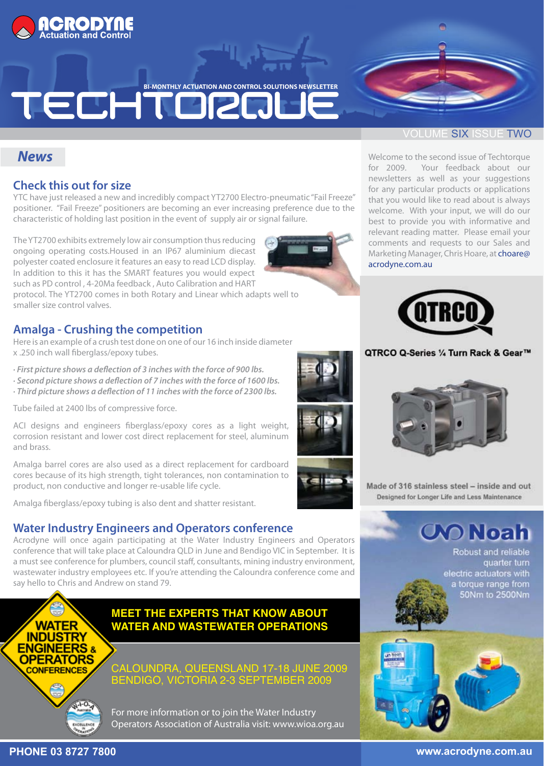# ACRODYNE Actuation and Control

BI-MONTHLY ACTUATION AND CONTROL SOLUTIONS NEWSLETTER

# TECHTORQUE

VOLUME SIX ISSUE TWO

## News

### Check this out for size

YTC have just released a new and incredibly compact YT2700 Electro-pneumatic "Fail Freeze" positioner. "Fail Freeze" positioners are becoming an ever increasing preference due to the characteristic of holding last position in the event of supply air or signal failure.

The YT2700 exhibits extremely low air consumption thus reducing ongoing operating costs.Housed in an IP67 aluminium diecast polyester coated enclosure it features an easy to read LCD display. In addition to this it has the SMART features you would expect such as PD control , 4-20Ma feedback , Auto Calibration and HART protocol. The YT2700 comes in both Rotary and Linear which adapts well to smaller size control valves.

### Amalga - Crushing the competition

Here is an example of a crush test done on one of our 16 inch inside diameter x .250 inch wall fiberglass/epoxy tubes.

- *First picture shows a deflection of 3 inches with the force of 900 lbs.*
- *Second picture shows a deflection of 7 inches with the force of 1600 lbs.*
- *Third picture shows a deflection of 11 inches with the force of 2300 lbs.*

Tube failed at 2400 lbs of compressive force.

ACI designs and engineers fiberglass/epoxy cores as a light weight, corrosion resistant and lower cost direct replacement for steel, aluminum and brass.

Amalga barrel cores are also used as a direct replacement for cardboard cores because of its high strength, tight tolerances, non contamination to product, non conductive and longer re-usable life cycle.

Amalga fiberglass/epoxy tubing is also dent and shatter resistant.

### Water Industry Engineers and Operators conference

Acrodyne will once again participating at the Water Industry Engineers and Operators conference that will take place at Caloundra QLD in June and Bendigo VIC in September. It is a must see conference for plumbers, council staff, consultants, mining industry environment, wastewater industry employees etc. If you're attending the Caloundra conference come and say hello to Chris and Andrew on stand 79.

WATER INDUSTRY ENGINEERS & OPERATORS CONFERENCES

**MEET THE EXPERTS THAT KNOW ABOUT WATER AND WASTEWATER OPERATIONS**

CALOUNDRA, QUEENSLAND 17-18 JUNE 2009
BENDIGO, VICTORIA 2-3 SEPTEMBER 2009

For more information or to join the Water Industry Operators Association of Australia visit: www.wioa.org.au

---

Welcome to the second issue of Techtorque for 2009. Your feedback about our newsletters as well as your suggestions for any particular products or applications that you would like to read about is always welcome. With your input, we will do our best to provide you with informative and relevant reading matter. Please email your comments and requests to our Sales and Marketing Manager, Chris Hoare, at choare@acrodyne.com.au

**QTRCO**

**QTRCO Q-Series ¼ Turn Rack & Gear™**

Made of 316 stainless steel – inside and out
Designed for Longer Life and Less Maintenance

**Noah**

Robust and reliable quarter turn electric actuators with a torque range from 50Nm to 2500Nm

PHONE 03 8727 7800 www.acrodyne.com.au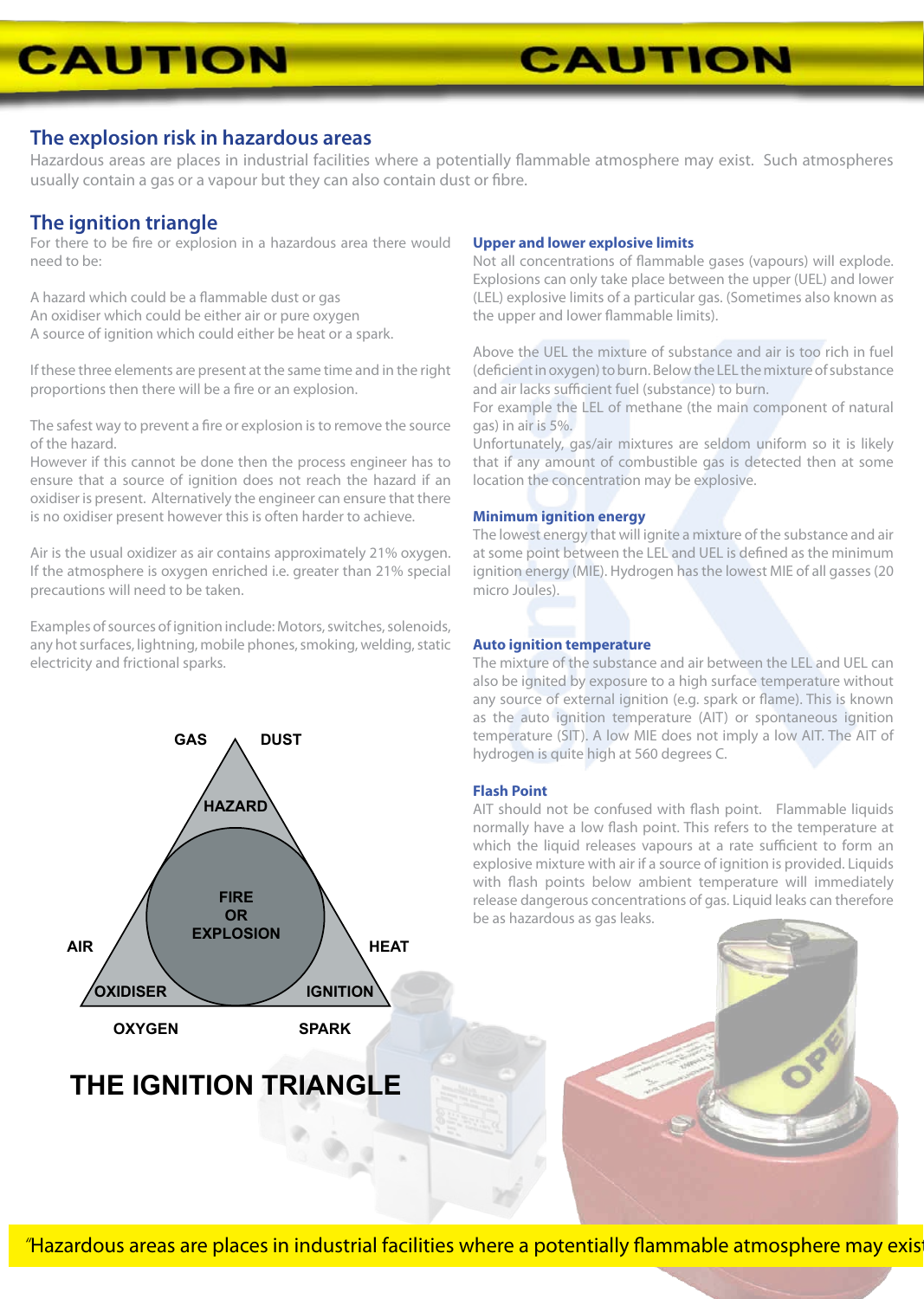# CAUTION CAUTION

## The explosion risk in hazardous areas

Hazardous areas are places in industrial facilities where a potentially flammable atmosphere may exist. Such atmospheres usually contain a gas or a vapour but they can also contain dust or fibre.

## The ignition triangle

For there to be fire or explosion in a hazardous area there would need to be:

A hazard which could be a flammable dust or gas
An oxidiser which could be either air or pure oxygen
A source of ignition which could either be heat or a spark.

If these three elements are present at the same time and in the right proportions then there will be a fire or an explosion.

The safest way to prevent a fire or explosion is to remove the source of the hazard.
However if this cannot be done then the process engineer has to ensure that a source of ignition does not reach the hazard if an oxidiser is present. Alternatively the engineer can ensure that there is no oxidiser present however this is often harder to achieve.

Air is the usual oxidizer as air contains approximately 21% oxygen. If the atmosphere is oxygen enriched i.e. greater than 21% special precautions will need to be taken.

Examples of sources of ignition include: Motors, switches, solenoids, any hot surfaces, lightning, mobile phones, smoking, welding, static electricity and frictional sparks.

GAS DUST
HAZARD
FIRE OR EXPLOSION
AIR HEAT
OXIDISER IGNITION
OXYGEN SPARK

**THE IGNITION TRIANGLE**

### Upper and lower explosive limits

Not all concentrations of flammable gases (vapours) will explode. Explosions can only take place between the upper (UEL) and lower (LEL) explosive limits of a particular gas. (Sometimes also known as the upper and lower flammable limits).

Above the UEL the mixture of substance and air is too rich in fuel (deficient in oxygen) to burn. Below the LEL the mixture of substance and air lacks sufficient fuel (substance) to burn.
For example the LEL of methane (the main component of natural gas) in air is 5%.
Unfortunately, gas/air mixtures are seldom uniform so it is likely that if any amount of combustible gas is detected then at some location the concentration may be explosive.

### Minimum ignition energy

The lowest energy that will ignite a mixture of the substance and air at some point between the LEL and UEL is defined as the minimum ignition energy (MIE). Hydrogen has the lowest MIE of all gasses (20 micro Joules).

### Auto ignition temperature

The mixture of the substance and air between the LEL and UEL can also be ignited by exposure to a high surface temperature without any source of external ignition (e.g. spark or flame). This is known as the auto ignition temperature (AIT) or spontaneous ignition temperature (SIT). A low MIE does not imply a low AIT. The AIT of hydrogen is quite high at 560 degrees C.

### Flash Point

AIT should not be confused with flash point. Flammable liquids normally have a low flash point. This refers to the temperature at which the liquid releases vapours at a rate sufficient to form an explosive mixture with air if a source of ignition is provided. Liquids with flash points below ambient temperature will immediately release dangerous concentrations of gas. Liquid leaks can therefore be as hazardous as gas leaks.

"Hazardous areas are places in industrial facilities where a potentially flammable atmosphere may exist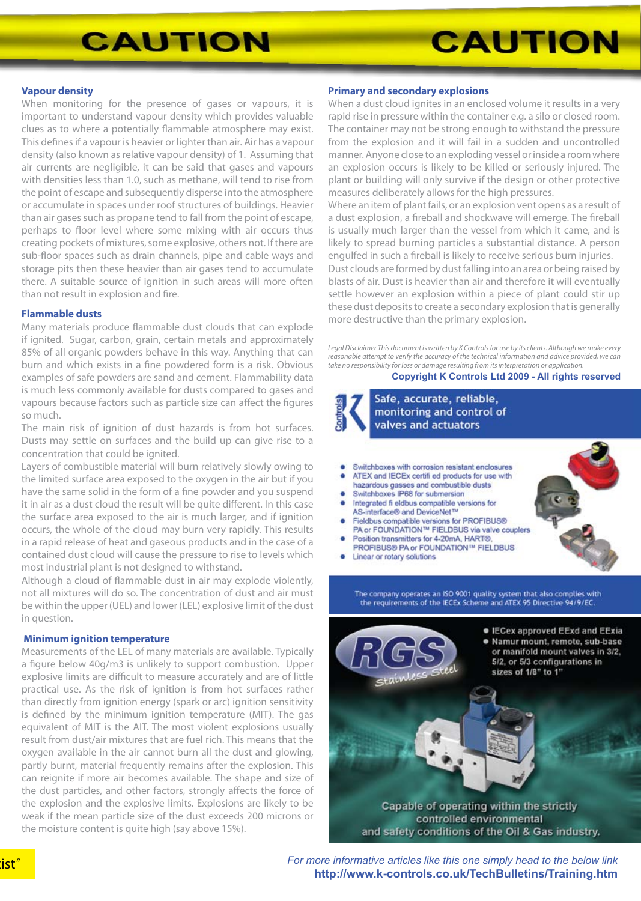# CAUTION CAUTION

## Vapour density

When monitoring for the presence of gases or vapours, it is important to understand vapour density which provides valuable clues as to where a potentially flammable atmosphere may exist. This defines if a vapour is heavier or lighter than air. Air has a vapour density (also known as relative vapour density) of 1. Assuming that air currents are negligible, it can be said that gases and vapours with densities less than 1.0, such as methane, will tend to rise from the point of escape and subsequently disperse into the atmosphere or accumulate in spaces under roof structures of buildings. Heavier than air gases such as propane tend to fall from the point of escape, perhaps to floor level where some mixing with air occurs thus creating pockets of mixtures, some explosive, others not. If there are sub-floor spaces such as drain channels, pipe and cable ways and storage pits then these heavier than air gases tend to accumulate there. A suitable source of ignition in such areas will more often than not result in explosion and fire.

## Flammable dusts

Many materials produce flammable dust clouds that can explode if ignited. Sugar, carbon, grain, certain metals and approximately 85% of all organic powders behave in this way. Anything that can burn and which exists in a fine powdered form is a risk. Obvious examples of safe powders are sand and cement. Flammability data is much less commonly available for dusts compared to gases and vapours because factors such as particle size can affect the figures so much.

The main risk of ignition of dust hazards is from hot surfaces. Dusts may settle on surfaces and the build up can give rise to a concentration that could be ignited.

Layers of combustible material will burn relatively slowly owing to the limited surface area exposed to the oxygen in the air but if you have the same solid in the form of a fine powder and you suspend it in air as a dust cloud the result will be quite different. In this case the surface area exposed to the air is much larger, and if ignition occurs, the whole of the cloud may burn very rapidly. This results in a rapid release of heat and gaseous products and in the case of a contained dust cloud will cause the pressure to rise to levels which most industrial plant is not designed to withstand.

Although a cloud of flammable dust in air may explode violently, not all mixtures will do so. The concentration of dust and air must be within the upper (UEL) and lower (LEL) explosive limit of the dust in question.

## Minimum ignition temperature

Measurements of the LEL of many materials are available. Typically a figure below 40g/m3 is unlikely to support combustion. Upper explosive limits are difficult to measure accurately and are of little practical use. As the risk of ignition is from hot surfaces rather than directly from ignition energy (spark or arc) ignition sensitivity is defined by the minimum ignition temperature (MIT). The gas equivalent of MIT is the AIT. The most violent explosions usually result from dust/air mixtures that are fuel rich. This means that the oxygen available in the air cannot burn all the dust and glowing, partly burnt, material frequently remains after the explosion. This can reignite if more air becomes available. The shape and size of the dust particles, and other factors, strongly affects the force of the explosion and the explosive limits. Explosions are likely to be weak if the mean particle size of the dust exceeds 200 microns or the moisture content is quite high (say above 15%).

## Primary and secondary explosions

When a dust cloud ignites in an enclosed volume it results in a very rapid rise in pressure within the container e.g. a silo or closed room. The container may not be strong enough to withstand the pressure from the explosion and it will fail in a sudden and uncontrolled manner. Anyone close to an exploding vessel or inside a room where an explosion occurs is likely to be killed or seriously injured. The plant or building will only survive if the design or other protective measures deliberately allows for the high pressures.

Where an item of plant fails, or an explosion vent opens as a result of a dust explosion, a fireball and shockwave will emerge. The fireball is usually much larger than the vessel from which it came, and is likely to spread burning particles a substantial distance. A person engulfed in such a fireball is likely to receive serious burn injuries.

Dust clouds are formed by dust falling into an area or being raised by blasts of air. Dust is heavier than air and therefore it will eventually settle however an explosion within a piece of plant could stir up these dust deposits to create a secondary explosion that is generally more destructive than the primary explosion.

*Legal Disclaimer This document is written by K Controls for use by its clients. Although we make every reasonable attempt to verify the accuracy of the technical information and advice provided, we can take no responsibility for loss or damage resulting from its interpretation or application.*

**Copyright K Controls Ltd 2009 - All rights reserved**

**Safe, accurate, reliable, monitoring and control of valves and actuators**

- Switchboxes with corrosion resistant enclosures
- ATEX and IECEx certified products for use with hazardous gasses and combustible dusts
- Switchboxes IP68 for submersion
- Integrated fieldbus compatible versions for AS-interface® and DeviceNet™
- Fieldbus compatible versions for PROFIBUS® PA or FOUNDATION™ FIELDBUS via valve couplers
- Position transmitters for 4-20mA, HART®, PROFIBUS® PA or FOUNDATION™ FIELDBUS
- Linear or rotary solutions

The company operates an ISO 9001 quality system that also complies with the requirements of the IECEx Scheme and ATEX 95 Directive 94/9/EC.

**RGS** Stainless Steel

- IECex approved EExd and EExia
- Namur mount, remote, sub-base or manifold mount valves in 3/2, 5/2, or 5/3 configurations in sizes of 1/8" to 1"

Capable of operating within the strictly controlled environmental and safety conditions of the Oil & Gas industry.

*For more informative articles like this one simply head to the below link*
**http://www.k-controls.co.uk/TechBulletins/Training.htm**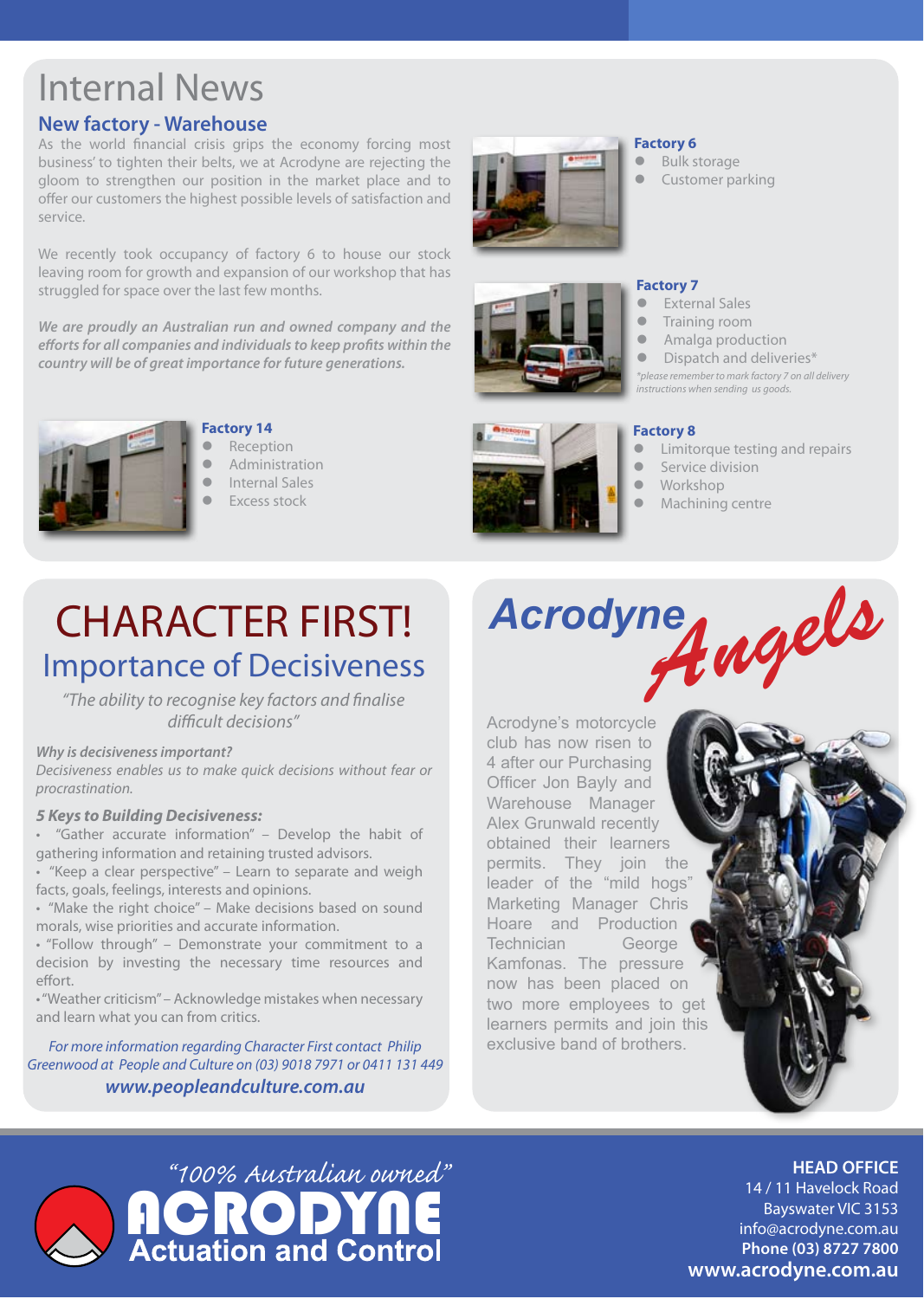# Internal News

## New factory - Warehouse

As the world financial crisis grips the economy forcing most business' to tighten their belts, we at Acrodyne are rejecting the gloom to strengthen our position in the market place and to offer our customers the highest possible levels of satisfaction and service.

We recently took occupancy of factory 6 to house our stock leaving room for growth and expansion of our workshop that has struggled for space over the last few months.

*We are proudly an Australian run and owned company and the efforts for all companies and individuals to keep profits within the country will be of great importance for future generations.*

### Factory 6

- Bulk storage
- Customer parking

### Factory 7

- External Sales
- Training room
- Amalga production
- Dispatch and deliveries*

*\*please remember to mark factory 7 on all delivery instructions when sending us goods.*

### Factory 14

- Reception
- Administration
- Internal Sales
- Excess stock

### Factory 8

- Limitorque testing and repairs
- Service division
- Workshop
- Machining centre

# CHARACTER FIRST!

## Importance of Decisiveness

*"The ability to recognise key factors and finalise difficult decisions"*

***Why is decisiveness important?***

*Decisiveness enables us to make quick decisions without fear or procrastination.*

***5 Keys to Building Decisiveness:***

- "Gather accurate information" – Develop the habit of gathering information and retaining trusted advisors.
- "Keep a clear perspective" – Learn to separate and weigh facts, goals, feelings, interests and opinions.
- "Make the right choice" – Make decisions based on sound morals, wise priorities and accurate information.
- "Follow through" – Demonstrate your commitment to a decision by investing the necessary time resources and effort.
- "Weather criticism" – Acknowledge mistakes when necessary and learn what you can from critics.

*For more information regarding Character First contact Philip Greenwood at People and Culture on (03) 9018 7971 or 0411 131 449*

***www.peopleandculture.com.au***

# Acrodyne Angels

Acrodyne's motorcycle club has now risen to 4 after our Purchasing Officer Jon Bayly and Warehouse Manager Alex Grunwald recently obtained their learners permits. They join the leader of the "mild hogs" Marketing Manager Chris Hoare and Production Technician George Kamfonas. The pressure now has been placed on two more employees to get learners permits and join this exclusive band of brothers.

"100% Australian owned"

**ACRODYNE**
**Actuation and Control**

**HEAD OFFICE**
14 / 11 Havelock Road
Bayswater VIC 3153
info@acrodyne.com.au
**Phone (03) 8727 7800**
**www.acrodyne.com.au**